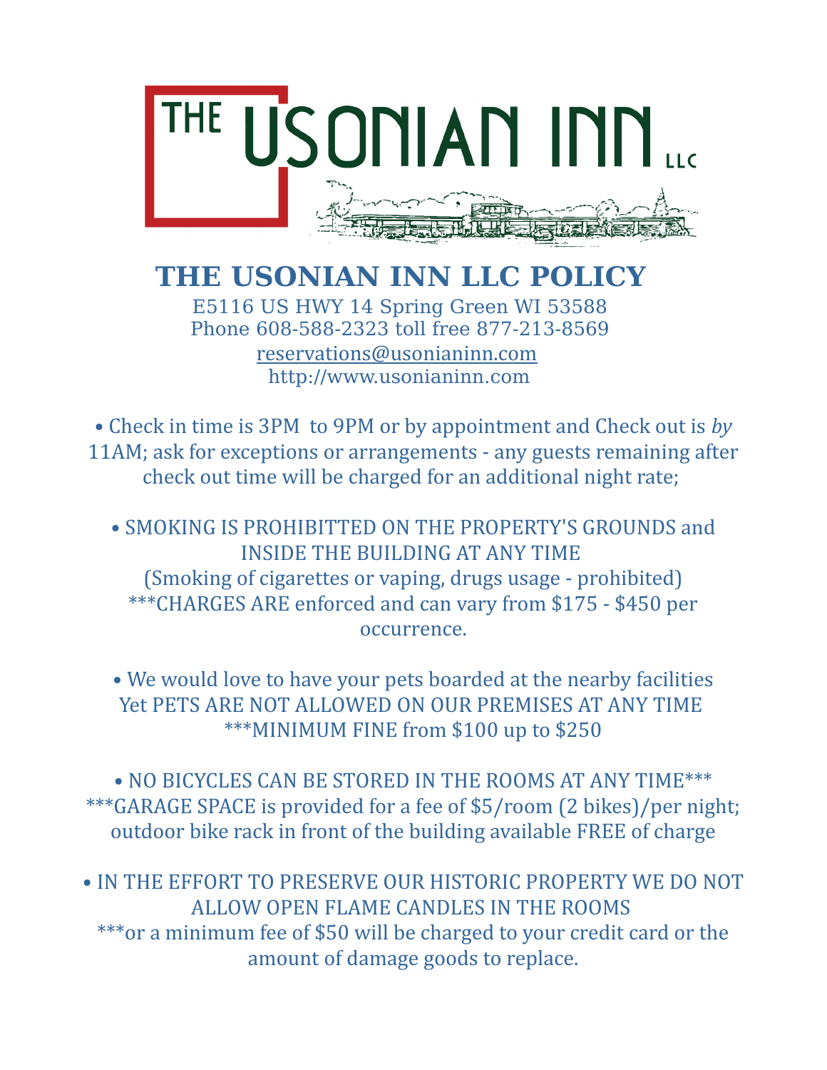# THE USONIAN INN LLC POLICY

E5116 US HWY 14 Spring Green WI 53588
Phone 608-588-2323 toll free 877-213-8569
reservations@usonianinn.com
http://www.usonianinn.com

• Check in time is 3PM to 9PM or by appointment and Check out is *by* 11AM; ask for exceptions or arrangements - any guests remaining after check out time will be charged for an additional night rate;

• SMOKING IS PROHIBITTED ON THE PROPERTY'S GROUNDS and INSIDE THE BUILDING AT ANY TIME
(Smoking of cigarettes or vaping, drugs usage - prohibited)
***CHARGES ARE enforced and can vary from $175 - $450 per occurrence.

• We would love to have your pets boarded at the nearby facilities Yet PETS ARE NOT ALLOWED ON OUR PREMISES AT ANY TIME
***MINIMUM FINE from $100 up to $250

• NO BICYCLES CAN BE STORED IN THE ROOMS AT ANY TIME***
***GARAGE SPACE is provided for a fee of $5/room (2 bikes)/per night; outdoor bike rack in front of the building available FREE of charge

• IN THE EFFORT TO PRESERVE OUR HISTORIC PROPERTY WE DO NOT ALLOW OPEN FLAME CANDLES IN THE ROOMS
***or a minimum fee of $50 will be charged to your credit card or the amount of damage goods to replace.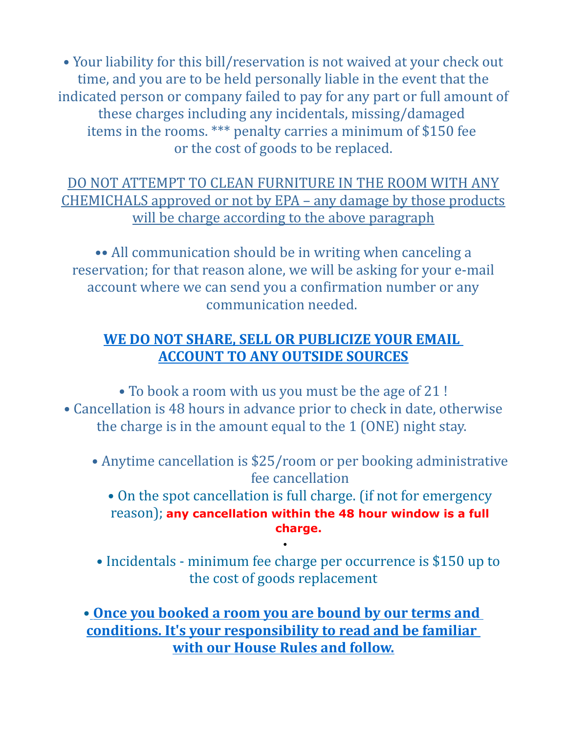• Your liability for this bill/reservation is not waived at your check out time, and you are to be held personally liable in the event that the indicated person or company failed to pay for any part or full amount of these charges including any incidentals, missing/damaged items in the rooms. *** penalty carries a minimum of $150 fee or the cost of goods to be replaced.

<u>DO NOT ATTEMPT TO CLEAN FURNITURE IN THE ROOM WITH ANY CHEMICHALS approved or not by EPA – any damage by those products will be charge according to the above paragraph</u>

•• All communication should be in writing when canceling a reservation; for that reason alone, we will be asking for your e-mail account where we can send you a confirmation number or any communication needed.

**<u>WE DO NOT SHARE, SELL OR PUBLICIZE YOUR EMAIL ACCOUNT TO ANY OUTSIDE SOURCES</u>**

• To book a room with us you must be the age of 21 !

• Cancellation is 48 hours in advance prior to check in date, otherwise the charge is in the amount equal to the 1 (ONE) night stay.

• Anytime cancellation is $25/room or per booking administrative fee cancellation

• On the spot cancellation is full charge. (if not for emergency reason); **any cancellation within the 48 hour window is a full charge.**

•

• Incidentals - minimum fee charge per occurrence is $150 up to the cost of goods replacement

**<u>• Once you booked a room you are bound by our terms and conditions. It's your responsibility to read and be familiar with our House Rules and follow.</u>**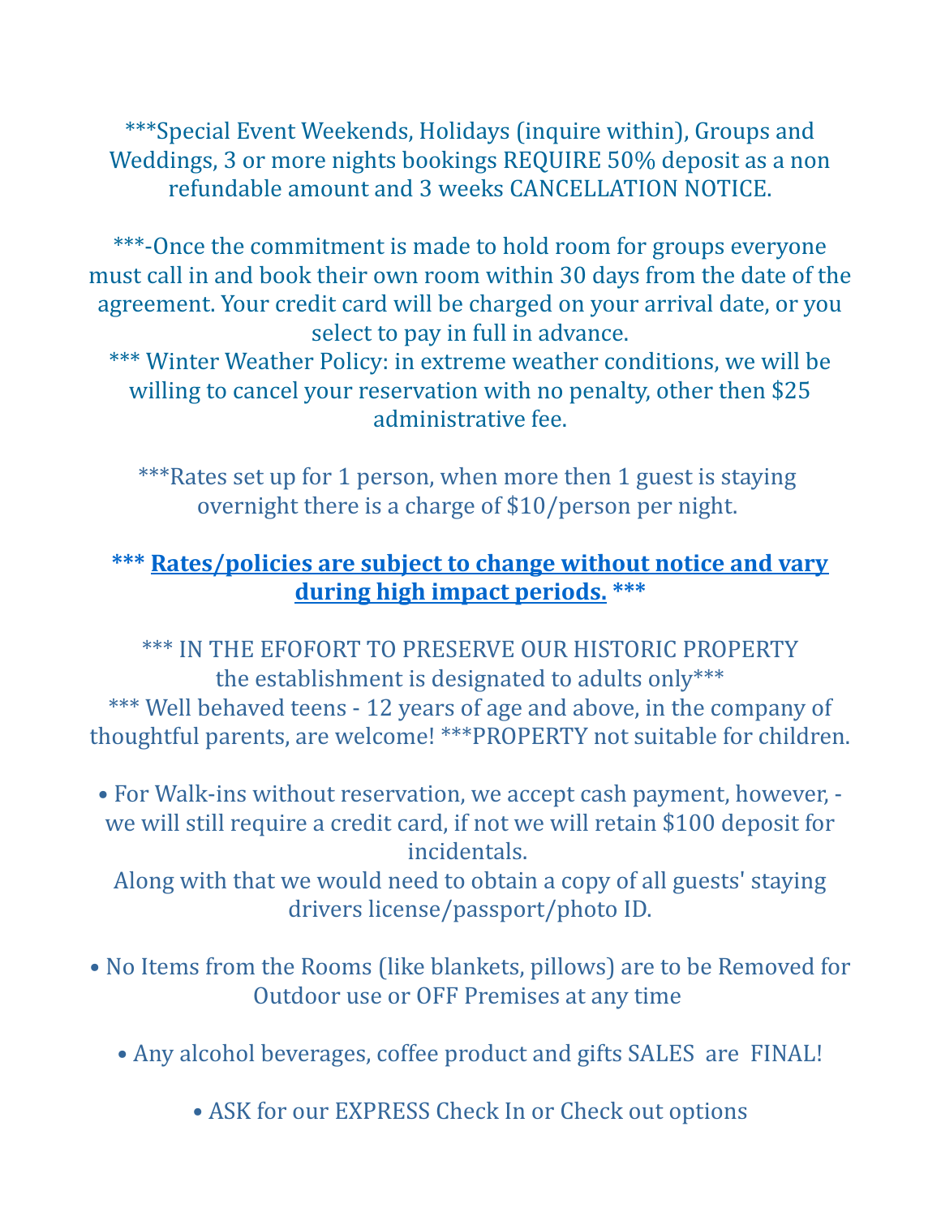***Special Event Weekends, Holidays (inquire within), Groups and Weddings, 3 or more nights bookings REQUIRE 50% deposit as a non refundable amount and 3 weeks CANCELLATION NOTICE.

***-Once the commitment is made to hold room for groups everyone must call in and book their own room within 30 days from the date of the agreement. Your credit card will be charged on your arrival date, or you select to pay in full in advance.

*** Winter Weather Policy: in extreme weather conditions, we will be willing to cancel your reservation with no penalty, other then $25 administrative fee.

***Rates set up for 1 person, when more then 1 guest is staying overnight there is a charge of $10/person per night.

*** **Rates/policies are subject to change without notice and vary during high impact periods.** ***

*** IN THE EFOFORT TO PRESERVE OUR HISTORIC PROPERTY the establishment is designated to adults only***

*** Well behaved teens - 12 years of age and above, in the company of thoughtful parents, are welcome! ***PROPERTY not suitable for children.

- For Walk-ins without reservation, we accept cash payment, however, - we will still require a credit card, if not we will retain $100 deposit for incidentals.

  Along with that we would need to obtain a copy of all guests' staying drivers license/passport/photo ID.

- No Items from the Rooms (like blankets, pillows) are to be Removed for Outdoor use or OFF Premises at any time

- Any alcohol beverages, coffee product and gifts SALES are FINAL!

- ASK for our EXPRESS Check In or Check out options